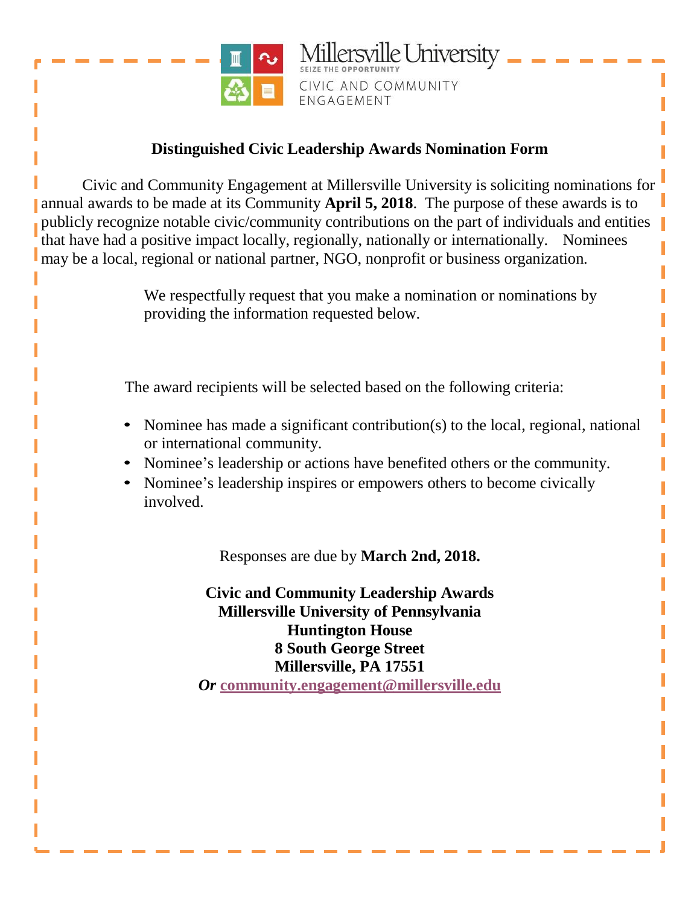Millersville University
SEIZE THE OPPORTUNITY
CIVIC AND COMMUNITY ENGAGEMENT

## Distinguished Civic Leadership Awards Nomination Form

Civic and Community Engagement at Millersville University is soliciting nominations for annual awards to be made at its Community **April 5, 2018**. The purpose of these awards is to publicly recognize notable civic/community contributions on the part of individuals and entities that have had a positive impact locally, regionally, nationally or internationally. Nominees may be a local, regional or national partner, NGO, nonprofit or business organization.

We respectfully request that you make a nomination or nominations by providing the information requested below.

The award recipients will be selected based on the following criteria:

- Nominee has made a significant contribution(s) to the local, regional, national or international community.
- Nominee's leadership or actions have benefited others or the community.
- Nominee's leadership inspires or empowers others to become civically involved.

Responses are due by **March 2nd, 2018.**

**Civic and Community Leadership Awards**
**Millersville University of Pennsylvania**
**Huntington House**
**8 South George Street**
**Millersville, PA 17551**
***Or* community.engagement@millersville.edu**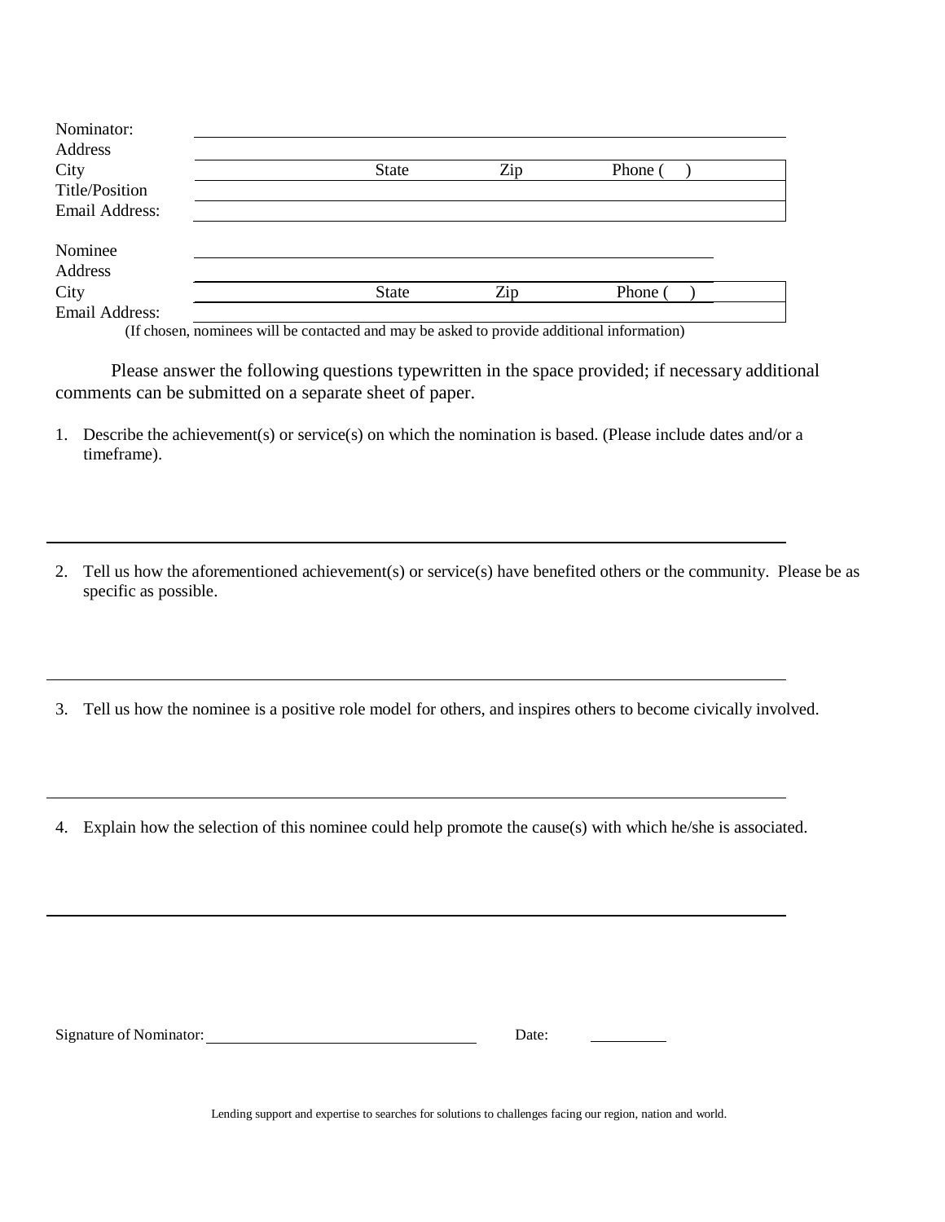Nominator: ______________________________________________

Address ______________________________________________

City ____________ State ________ Zip ________ Phone ( )

Title/Position ______________________________________________

Email Address: ______________________________________________

Nominee ______________________________________________

Address ______________________________________________

City ____________ State ________ Zip ________ Phone ( )

Email Address: ______________________________________________

(If chosen, nominees will be contacted and may be asked to provide additional information)

Please answer the following questions typewritten in the space provided; if necessary additional comments can be submitted on a separate sheet of paper.

1. Describe the achievement(s) or service(s) on which the nomination is based. (Please include dates and/or a timeframe).

______________________________________________

2. Tell us how the aforementioned achievement(s) or service(s) have benefited others or the community. Please be as specific as possible.

______________________________________________

3. Tell us how the nominee is a positive role model for others, and inspires others to become civically involved.

______________________________________________

4. Explain how the selection of this nominee could help promote the cause(s) with which he/she is associated.

______________________________________________

Signature of Nominator: ______________________ Date: __________

Lending support and expertise to searches for solutions to challenges facing our region, nation and world.